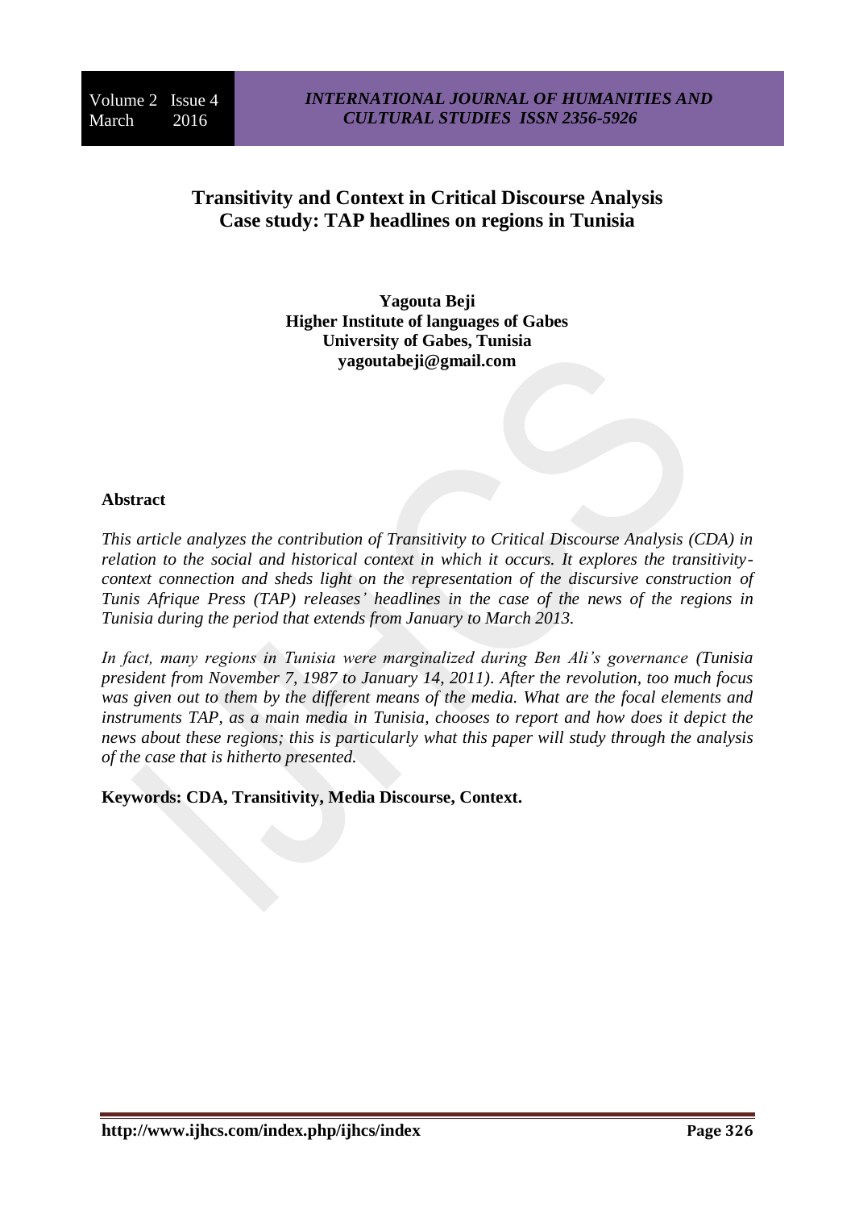# Transitivity and Context in Critical Discourse Analysis
## Case study: TAP headlines on regions in Tunisia

**Yagouta Beji**
**Higher Institute of languages of Gabes**
**University of Gabes, Tunisia**
**yagoutabeji@gmail.com**

### Abstract

*This article analyzes the contribution of Transitivity to Critical Discourse Analysis (CDA) in relation to the social and historical context in which it occurs. It explores the transitivity-context connection and sheds light on the representation of the discursive construction of Tunis Afrique Press (TAP) releases' headlines in the case of the news of the regions in Tunisia during the period that extends from January to March 2013.*

*In fact, many regions in Tunisia were marginalized during Ben Ali's governance (Tunisia president from November 7, 1987 to January 14, 2011). After the revolution, too much focus was given out to them by the different means of the media. What are the focal elements and instruments TAP, as a main media in Tunisia, chooses to report and how does it depict the news about these regions; this is particularly what this paper will study through the analysis of the case that is hitherto presented.*

**Keywords: CDA, Transitivity, Media Discourse, Context.**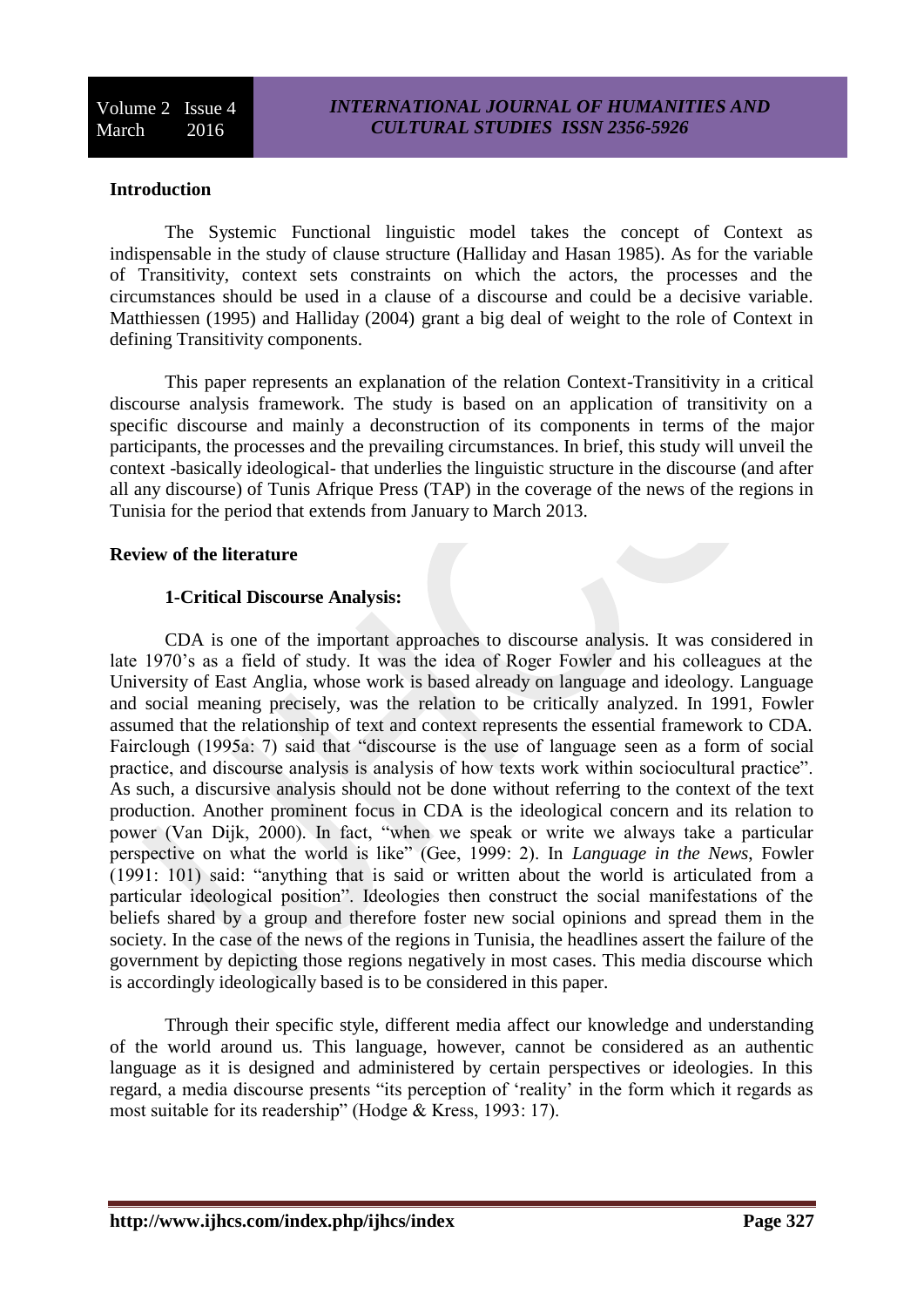## Introduction

The Systemic Functional linguistic model takes the concept of Context as indispensable in the study of clause structure (Halliday and Hasan 1985). As for the variable of Transitivity, context sets constraints on which the actors, the processes and the circumstances should be used in a clause of a discourse and could be a decisive variable. Matthiessen (1995) and Halliday (2004) grant a big deal of weight to the role of Context in defining Transitivity components.

This paper represents an explanation of the relation Context-Transitivity in a critical discourse analysis framework. The study is based on an application of transitivity on a specific discourse and mainly a deconstruction of its components in terms of the major participants, the processes and the prevailing circumstances. In brief, this study will unveil the context -basically ideological- that underlies the linguistic structure in the discourse (and after all any discourse) of Tunis Afrique Press (TAP) in the coverage of the news of the regions in Tunisia for the period that extends from January to March 2013.

## Review of the literature

### 1-Critical Discourse Analysis:

CDA is one of the important approaches to discourse analysis. It was considered in late 1970's as a field of study. It was the idea of Roger Fowler and his colleagues at the University of East Anglia, whose work is based already on language and ideology. Language and social meaning precisely, was the relation to be critically analyzed. In 1991, Fowler assumed that the relationship of text and context represents the essential framework to CDA. Fairclough (1995a: 7) said that "discourse is the use of language seen as a form of social practice, and discourse analysis is analysis of how texts work within sociocultural practice". As such, a discursive analysis should not be done without referring to the context of the text production. Another prominent focus in CDA is the ideological concern and its relation to power (Van Dijk, 2000). In fact, "when we speak or write we always take a particular perspective on what the world is like" (Gee, 1999: 2). In *Language in the News*, Fowler (1991: 101) said: "anything that is said or written about the world is articulated from a particular ideological position". Ideologies then construct the social manifestations of the beliefs shared by a group and therefore foster new social opinions and spread them in the society. In the case of the news of the regions in Tunisia, the headlines assert the failure of the government by depicting those regions negatively in most cases. This media discourse which is accordingly ideologically based is to be considered in this paper.

Through their specific style, different media affect our knowledge and understanding of the world around us. This language, however, cannot be considered as an authentic language as it is designed and administered by certain perspectives or ideologies. In this regard, a media discourse presents "its perception of 'reality' in the form which it regards as most suitable for its readership" (Hodge & Kress, 1993: 17).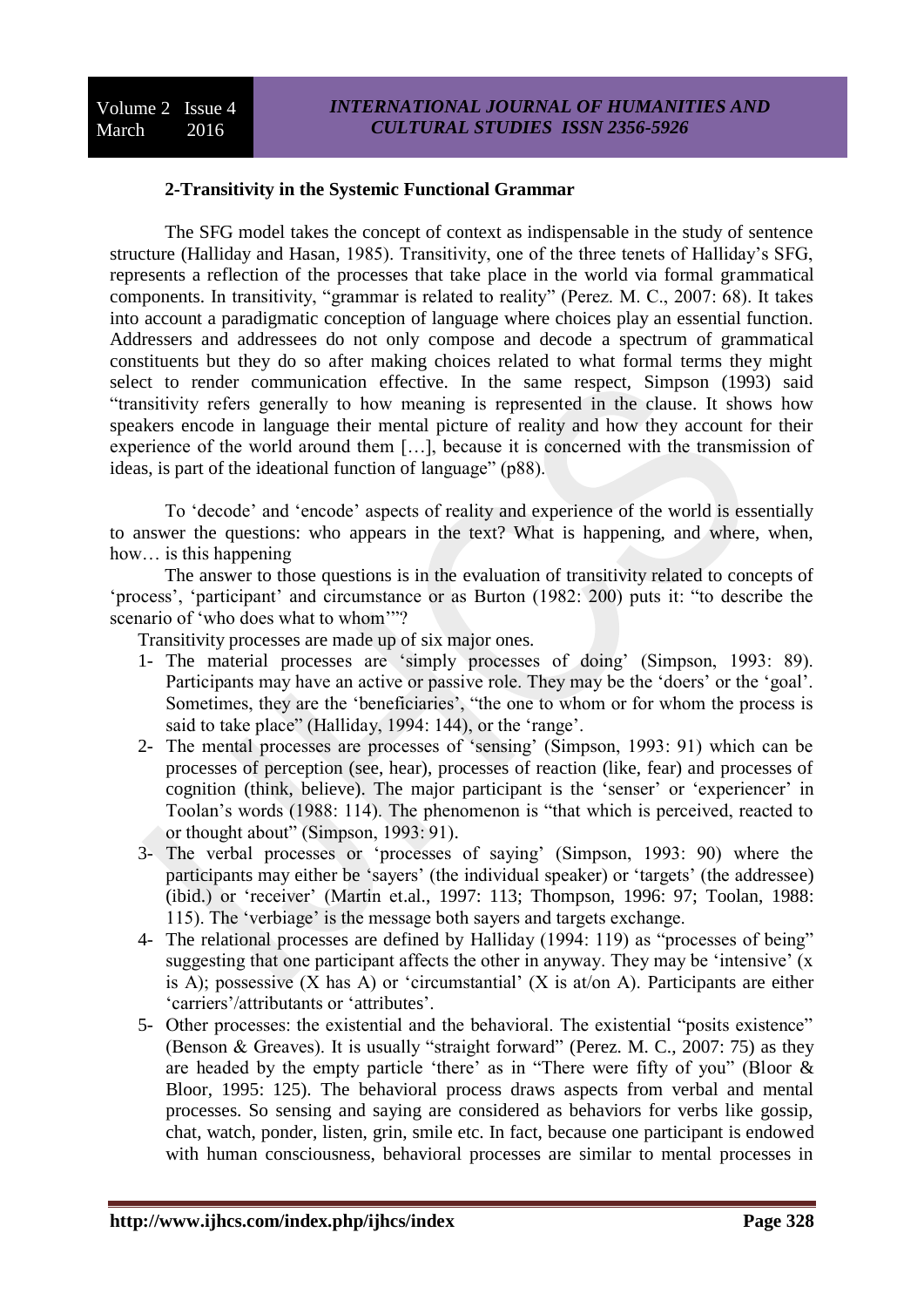### 2-Transitivity in the Systemic Functional Grammar

The SFG model takes the concept of context as indispensable in the study of sentence structure (Halliday and Hasan, 1985). Transitivity, one of the three tenets of Halliday's SFG, represents a reflection of the processes that take place in the world via formal grammatical components. In transitivity, "grammar is related to reality" (Perez. M. C., 2007: 68). It takes into account a paradigmatic conception of language where choices play an essential function. Addressers and addressees do not only compose and decode a spectrum of grammatical constituents but they do so after making choices related to what formal terms they might select to render communication effective. In the same respect, Simpson (1993) said "transitivity refers generally to how meaning is represented in the clause. It shows how speakers encode in language their mental picture of reality and how they account for their experience of the world around them […], because it is concerned with the transmission of ideas, is part of the ideational function of language" (p88).

To 'decode' and 'encode' aspects of reality and experience of the world is essentially to answer the questions: who appears in the text? What is happening, and where, when, how… is this happening

The answer to those questions is in the evaluation of transitivity related to concepts of 'process', 'participant' and circumstance or as Burton (1982: 200) puts it: "to describe the scenario of 'who does what to whom'"?

Transitivity processes are made up of six major ones.

1- The material processes are 'simply processes of doing' (Simpson, 1993: 89). Participants may have an active or passive role. They may be the 'doers' or the 'goal'. Sometimes, they are the 'beneficiaries', "the one to whom or for whom the process is said to take place" (Halliday, 1994: 144), or the 'range'.
2- The mental processes are processes of 'sensing' (Simpson, 1993: 91) which can be processes of perception (see, hear), processes of reaction (like, fear) and processes of cognition (think, believe). The major participant is the 'senser' or 'experiencer' in Toolan's words (1988: 114). The phenomenon is "that which is perceived, reacted to or thought about" (Simpson, 1993: 91).
3- The verbal processes or 'processes of saying' (Simpson, 1993: 90) where the participants may either be 'sayers' (the individual speaker) or 'targets' (the addressee) (ibid.) or 'receiver' (Martin et.al., 1997: 113; Thompson, 1996: 97; Toolan, 1988: 115). The 'verbiage' is the message both sayers and targets exchange.
4- The relational processes are defined by Halliday (1994: 119) as "processes of being" suggesting that one participant affects the other in anyway. They may be 'intensive' (x is A); possessive (X has A) or 'circumstantial' (X is at/on A). Participants are either 'carriers'/attributants or 'attributes'.
5- Other processes: the existential and the behavioral. The existential "posits existence" (Benson & Greaves). It is usually "straight forward" (Perez. M. C., 2007: 75) as they are headed by the empty particle 'there' as in "There were fifty of you" (Bloor & Bloor, 1995: 125). The behavioral process draws aspects from verbal and mental processes. So sensing and saying are considered as behaviors for verbs like gossip, chat, watch, ponder, listen, grin, smile etc. In fact, because one participant is endowed with human consciousness, behavioral processes are similar to mental processes in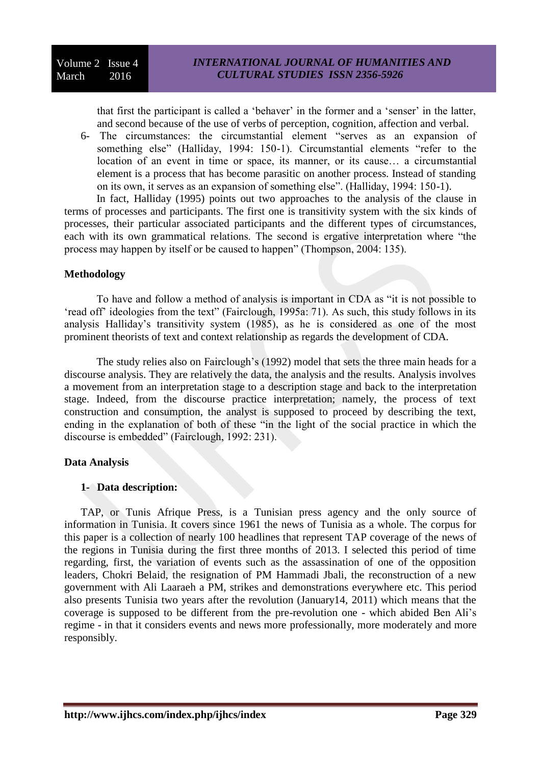that first the participant is called a 'behaver' in the former and a 'senser' in the latter, and second because of the use of verbs of perception, cognition, affection and verbal.

6- The circumstances: the circumstantial element "serves as an expansion of something else" (Halliday, 1994: 150-1). Circumstantial elements "refer to the location of an event in time or space, its manner, or its cause… a circumstantial element is a process that has become parasitic on another process. Instead of standing on its own, it serves as an expansion of something else". (Halliday, 1994: 150-1).

In fact, Halliday (1995) points out two approaches to the analysis of the clause in terms of processes and participants. The first one is transitivity system with the six kinds of processes, their particular associated participants and the different types of circumstances, each with its own grammatical relations. The second is ergative interpretation where "the process may happen by itself or be caused to happen" (Thompson, 2004: 135).

## Methodology

To have and follow a method of analysis is important in CDA as "it is not possible to 'read off' ideologies from the text" (Fairclough, 1995a: 71). As such, this study follows in its analysis Halliday's transitivity system (1985), as he is considered as one of the most prominent theorists of text and context relationship as regards the development of CDA.

The study relies also on Fairclough's (1992) model that sets the three main heads for a discourse analysis. They are relatively the data, the analysis and the results. Analysis involves a movement from an interpretation stage to a description stage and back to the interpretation stage. Indeed, from the discourse practice interpretation; namely, the process of text construction and consumption, the analyst is supposed to proceed by describing the text, ending in the explanation of both of these "in the light of the social practice in which the discourse is embedded" (Fairclough, 1992: 231).

## Data Analysis

### 1- Data description:

TAP, or Tunis Afrique Press, is a Tunisian press agency and the only source of information in Tunisia. It covers since 1961 the news of Tunisia as a whole. The corpus for this paper is a collection of nearly 100 headlines that represent TAP coverage of the news of the regions in Tunisia during the first three months of 2013. I selected this period of time regarding, first, the variation of events such as the assassination of one of the opposition leaders, Chokri Belaid, the resignation of PM Hammadi Jbali, the reconstruction of a new government with Ali Laaraeh a PM, strikes and demonstrations everywhere etc. This period also presents Tunisia two years after the revolution (January14, 2011) which means that the coverage is supposed to be different from the pre-revolution one - which abided Ben Ali's regime - in that it considers events and news more professionally, more moderately and more responsibly.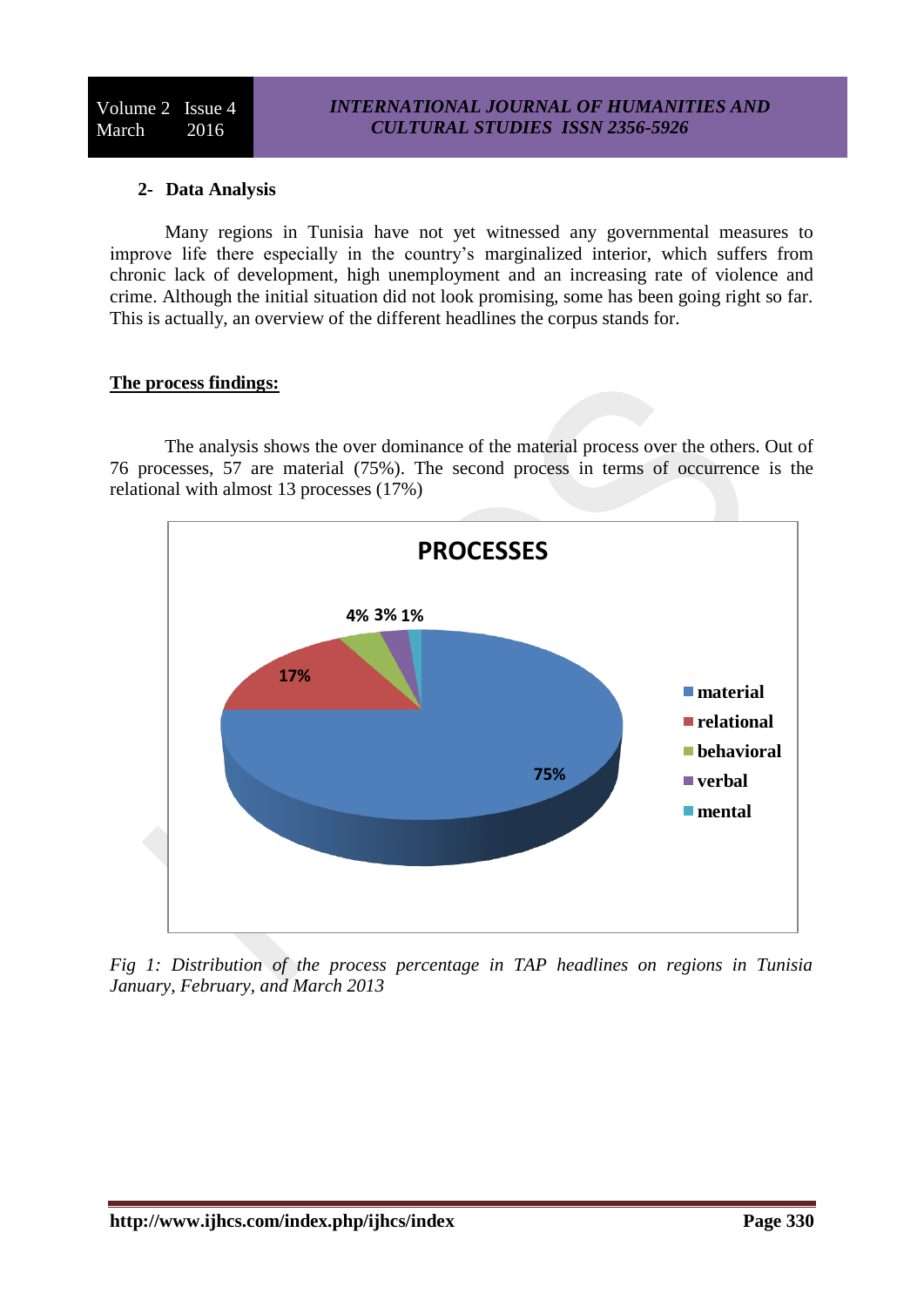## 2- Data Analysis

Many regions in Tunisia have not yet witnessed any governmental measures to improve life there especially in the country's marginalized interior, which suffers from chronic lack of development, high unemployment and an increasing rate of violence and crime. Although the initial situation did not look promising, some has been going right so far. This is actually, an overview of the different headlines the corpus stands for.

**The process findings:**

The analysis shows the over dominance of the material process over the others. Out of 76 processes, 57 are material (75%). The second process in terms of occurrence is the relational with almost 13 processes (17%)

*Fig 1: Distribution of the process percentage in TAP headlines on regions in Tunisia January, February, and March 2013*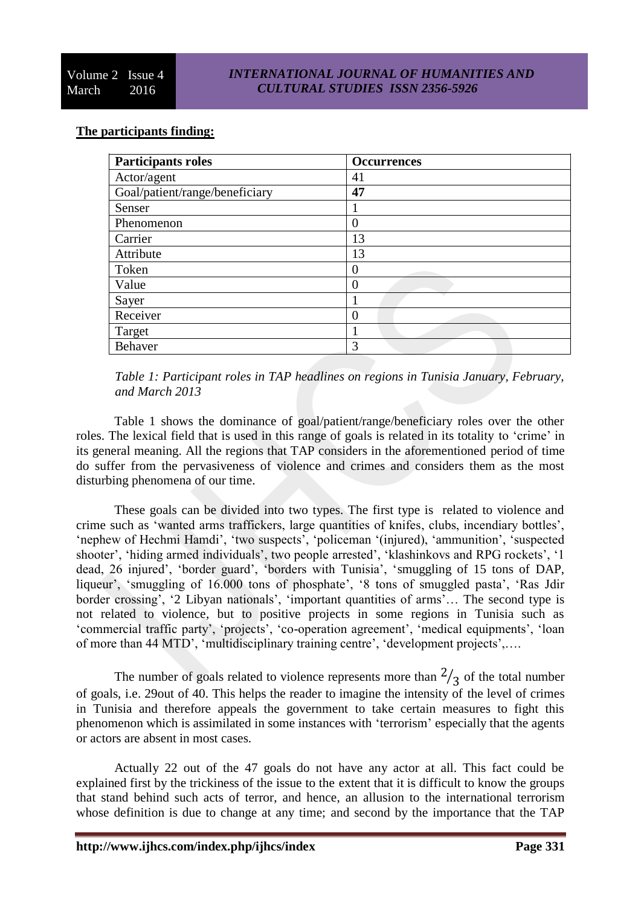**The participants finding:**

| Participants roles | Occurrences |
|---|---|
| Actor/agent | 41 |
| Goal/patient/range/beneficiary | **47** |
| Senser | 1 |
| Phenomenon | 0 |
| Carrier | 13 |
| Attribute | 13 |
| Token | 0 |
| Value | 0 |
| Sayer | 1 |
| Receiver | 0 |
| Target | 1 |
| Behaver | 3 |

*Table 1: Participant roles in TAP headlines on regions in Tunisia January, February, and March 2013*

Table 1 shows the dominance of goal/patient/range/beneficiary roles over the other roles. The lexical field that is used in this range of goals is related in its totality to 'crime' in its general meaning. All the regions that TAP considers in the aforementioned period of time do suffer from the pervasiveness of violence and crimes and considers them as the most disturbing phenomena of our time.

These goals can be divided into two types. The first type is related to violence and crime such as 'wanted arms traffickers, large quantities of knifes, clubs, incendiary bottles', 'nephew of Hechmi Hamdi', 'two suspects', 'policeman '(injured), 'ammunition', 'suspected shooter', 'hiding armed individuals', two people arrested', 'klashinkovs and RPG rockets', '1 dead, 26 injured', 'border guard', 'borders with Tunisia', 'smuggling of 15 tons of DAP, liqueur', 'smuggling of 16.000 tons of phosphate', '8 tons of smuggled pasta', 'Ras Jdir border crossing', '2 Libyan nationals', 'important quantities of arms'… The second type is not related to violence, but to positive projects in some regions in Tunisia such as 'commercial traffic party', 'projects', 'co-operation agreement', 'medical equipments', 'loan of more than 44 MTD', 'multidisciplinary training centre', 'development projects',….

The number of goals related to violence represents more than $^2/_3$ of the total number of goals, i.e. 29out of 40. This helps the reader to imagine the intensity of the level of crimes in Tunisia and therefore appeals the government to take certain measures to fight this phenomenon which is assimilated in some instances with 'terrorism' especially that the agents or actors are absent in most cases.

Actually 22 out of the 47 goals do not have any actor at all. This fact could be explained first by the trickiness of the issue to the extent that it is difficult to know the groups that stand behind such acts of terror, and hence, an allusion to the international terrorism whose definition is due to change at any time; and second by the importance that the TAP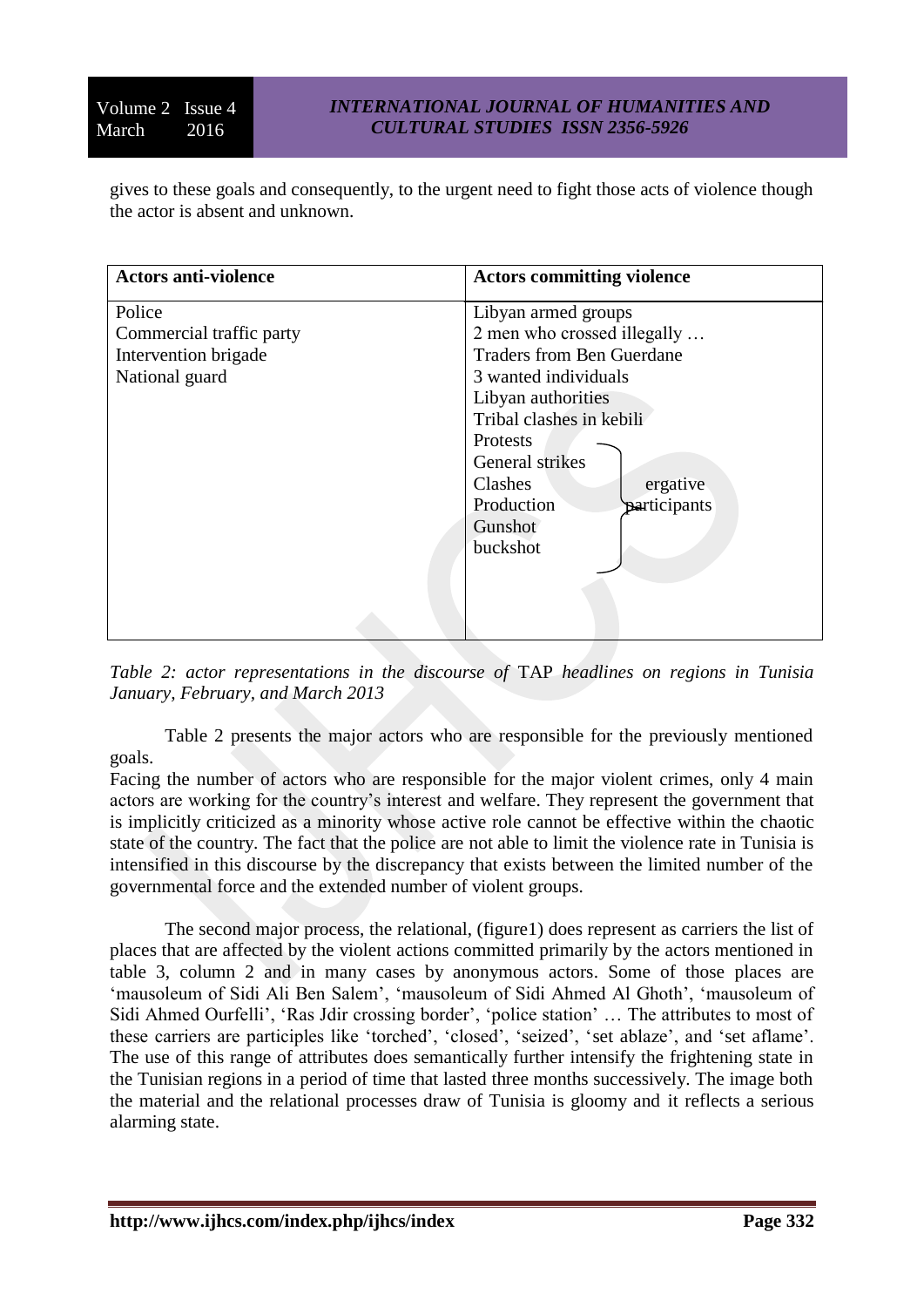gives to these goals and consequently, to the urgent need to fight those acts of violence though the actor is absent and unknown.

| Actors anti-violence | Actors committing violence |
| --- | --- |
| Police | Libyan armed groups |
| Commercial traffic party | 2 men who crossed illegally … |
| Intervention brigade | Traders from Ben Guerdane |
| National guard | 3 wanted individuals |
| | Libyan authorities |
| | Tribal clashes in kebili |
| | Protests |
| | General strikes |
| | Clashes (ergative participants) |
| | Production |
| | Gunshot |
| | buckshot |

*Table 2: actor representations in the discourse of* TAP *headlines on regions in Tunisia January, February, and March 2013*

Table 2 presents the major actors who are responsible for the previously mentioned goals.

Facing the number of actors who are responsible for the major violent crimes, only 4 main actors are working for the country's interest and welfare. They represent the government that is implicitly criticized as a minority whose active role cannot be effective within the chaotic state of the country. The fact that the police are not able to limit the violence rate in Tunisia is intensified in this discourse by the discrepancy that exists between the limited number of the governmental force and the extended number of violent groups.

The second major process, the relational, (figure1) does represent as carriers the list of places that are affected by the violent actions committed primarily by the actors mentioned in table 3, column 2 and in many cases by anonymous actors. Some of those places are 'mausoleum of Sidi Ali Ben Salem', 'mausoleum of Sidi Ahmed Al Ghoth', 'mausoleum of Sidi Ahmed Ourfelli', 'Ras Jdir crossing border', 'police station' … The attributes to most of these carriers are participles like 'torched', 'closed', 'seized', 'set ablaze', and 'set aflame'. The use of this range of attributes does semantically further intensify the frightening state in the Tunisian regions in a period of time that lasted three months successively. The image both the material and the relational processes draw of Tunisia is gloomy and it reflects a serious alarming state.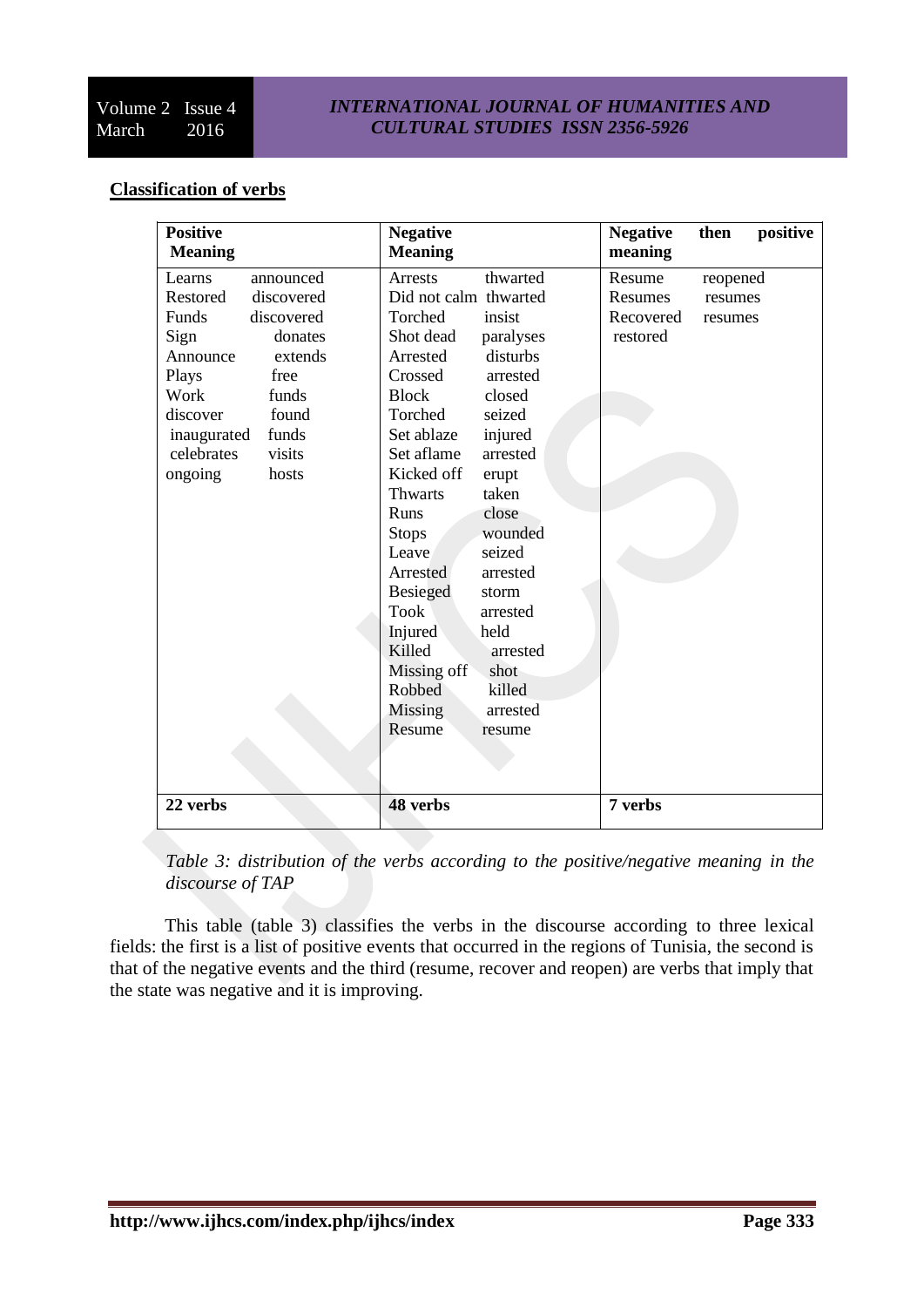**Classification of verbs**

| Positive Meaning | | Negative Meaning | | Negative then positive meaning | |
|---|---|---|---|---|---|
| Learns | announced | Arrests | thwarted | Resume | reopened |
| Restored | discovered | Did not calm | thwarted | Resumes | resumes |
| Funds | discovered | Torched | insist | Recovered | resumes |
| Sign | donates | Shot dead | paralyses | restored | |
| Announce | extends | Arrested | disturbs | | |
| Plays | free | Crossed | arrested | | |
| Work | funds | Block | closed | | |
| discover | found | Torched | seized | | |
| inaugurated | funds | Set ablaze | injured | | |
| celebrates | visits | Set aflame | arrested | | |
| ongoing | hosts | Kicked off | erupt | | |
| | | Thwarts | taken | | |
| | | Runs | close | | |
| | | Stops | wounded | | |
| | | Leave | seized | | |
| | | Arrested | arrested | | |
| | | Besieged | storm | | |
| | | Took | arrested | | |
| | | Injured | held | | |
| | | Killed | arrested | | |
| | | Missing off | shot | | |
| | | Robbed | killed | | |
| | | Missing | arrested | | |
| | | Resume | resume | | |
| **22 verbs** | | **48 verbs** | | **7 verbs** | |

*Table 3: distribution of the verbs according to the positive/negative meaning in the discourse of TAP*

This table (table 3) classifies the verbs in the discourse according to three lexical fields: the first is a list of positive events that occurred in the regions of Tunisia, the second is that of the negative events and the third (resume, recover and reopen) are verbs that imply that the state was negative and it is improving.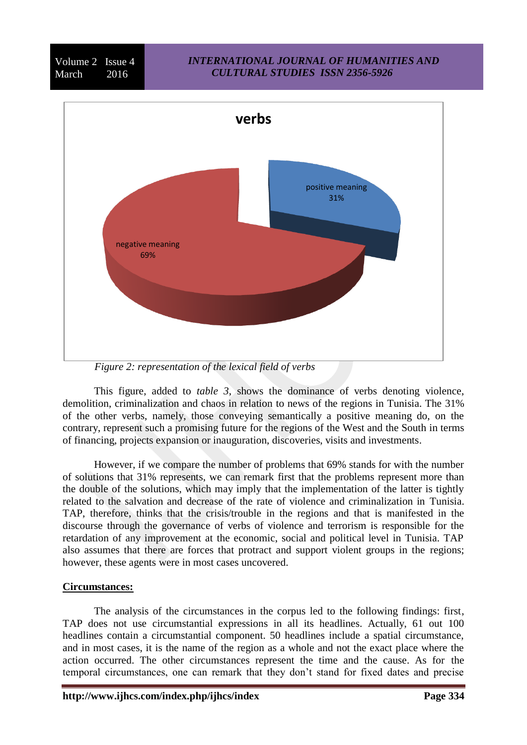Figure 2: representation of the lexical field of verbs

This figure, added to *table 3*, shows the dominance of verbs denoting violence, demolition, criminalization and chaos in relation to news of the regions in Tunisia. The 31% of the other verbs, namely, those conveying semantically a positive meaning do, on the contrary, represent such a promising future for the regions of the West and the South in terms of financing, projects expansion or inauguration, discoveries, visits and investments.

However, if we compare the number of problems that 69% stands for with the number of solutions that 31% represents, we can remark first that the problems represent more than the double of the solutions, which may imply that the implementation of the latter is tightly related to the salvation and decrease of the rate of violence and criminalization in Tunisia. TAP, therefore, thinks that the crisis/trouble in the regions and that is manifested in the discourse through the governance of verbs of violence and terrorism is responsible for the retardation of any improvement at the economic, social and political level in Tunisia. TAP also assumes that there are forces that protract and support violent groups in the regions; however, these agents were in most cases uncovered.

**Circumstances:**

The analysis of the circumstances in the corpus led to the following findings: first, TAP does not use circumstantial expressions in all its headlines. Actually, 61 out 100 headlines contain a circumstantial component. 50 headlines include a spatial circumstance, and in most cases, it is the name of the region as a whole and not the exact place where the action occurred. The other circumstances represent the time and the cause. As for the temporal circumstances, one can remark that they don't stand for fixed dates and precise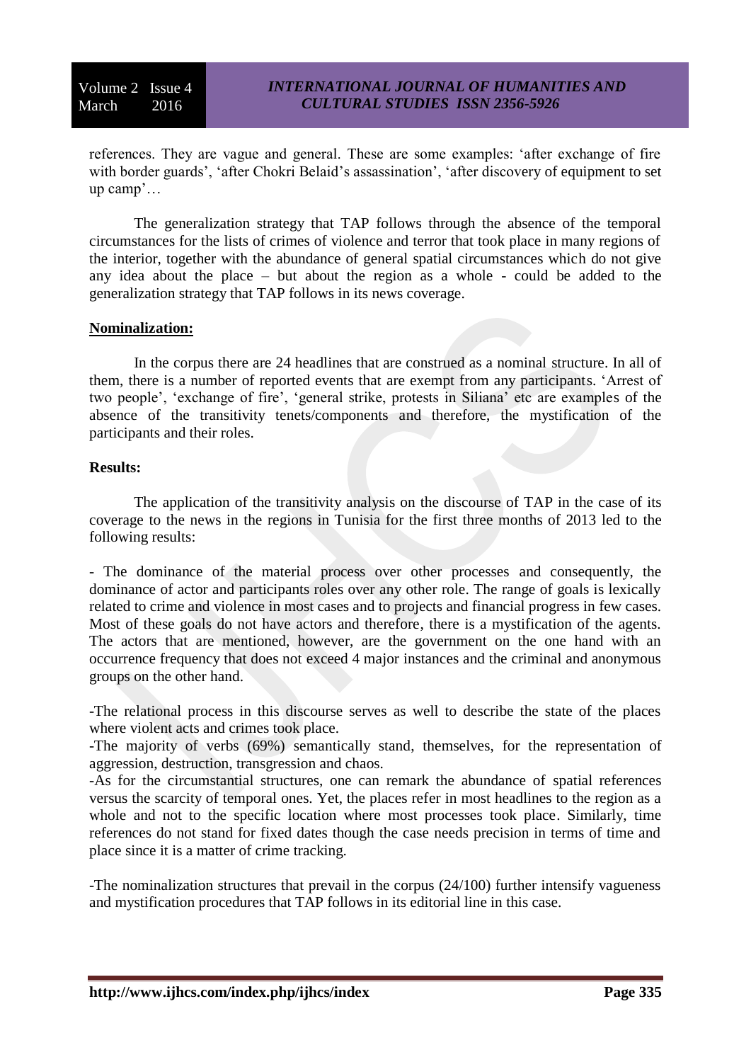references. They are vague and general. These are some examples: 'after exchange of fire with border guards', 'after Chokri Belaid's assassination', 'after discovery of equipment to set up camp'…

The generalization strategy that TAP follows through the absence of the temporal circumstances for the lists of crimes of violence and terror that took place in many regions of the interior, together with the abundance of general spatial circumstances which do not give any idea about the place – but about the region as a whole - could be added to the generalization strategy that TAP follows in its news coverage.

**Nominalization:**

In the corpus there are 24 headlines that are construed as a nominal structure. In all of them, there is a number of reported events that are exempt from any participants. 'Arrest of two people', 'exchange of fire', 'general strike, protests in Siliana' etc are examples of the absence of the transitivity tenets/components and therefore, the mystification of the participants and their roles.

**Results:**

The application of the transitivity analysis on the discourse of TAP in the case of its coverage to the news in the regions in Tunisia for the first three months of 2013 led to the following results:

- The dominance of the material process over other processes and consequently, the dominance of actor and participants roles over any other role. The range of goals is lexically related to crime and violence in most cases and to projects and financial progress in few cases. Most of these goals do not have actors and therefore, there is a mystification of the agents. The actors that are mentioned, however, are the government on the one hand with an occurrence frequency that does not exceed 4 major instances and the criminal and anonymous groups on the other hand.

-The relational process in this discourse serves as well to describe the state of the places where violent acts and crimes took place.

-The majority of verbs (69%) semantically stand, themselves, for the representation of aggression, destruction, transgression and chaos.

-As for the circumstantial structures, one can remark the abundance of spatial references versus the scarcity of temporal ones. Yet, the places refer in most headlines to the region as a whole and not to the specific location where most processes took place. Similarly, time references do not stand for fixed dates though the case needs precision in terms of time and place since it is a matter of crime tracking.

-The nominalization structures that prevail in the corpus (24/100) further intensify vagueness and mystification procedures that TAP follows in its editorial line in this case.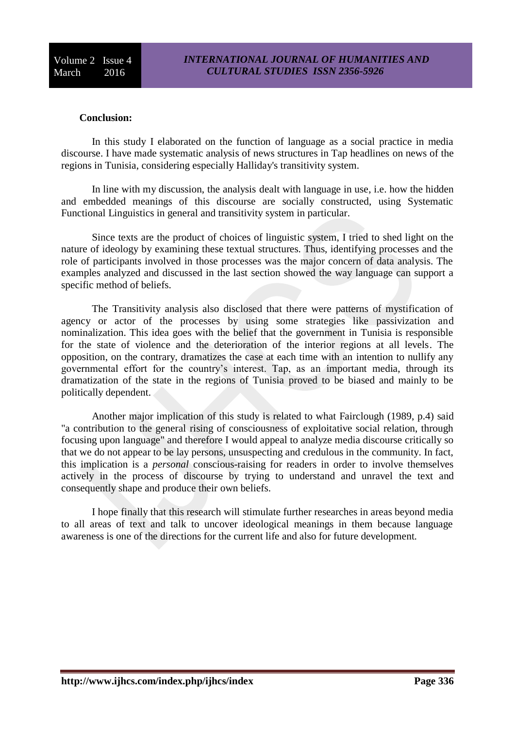**Conclusion:**

In this study I elaborated on the function of language as a social practice in media discourse. I have made systematic analysis of news structures in Tap headlines on news of the regions in Tunisia, considering especially Halliday's transitivity system.

In line with my discussion, the analysis dealt with language in use, i.e. how the hidden and embedded meanings of this discourse are socially constructed, using Systematic Functional Linguistics in general and transitivity system in particular.

Since texts are the product of choices of linguistic system, I tried to shed light on the nature of ideology by examining these textual structures. Thus, identifying processes and the role of participants involved in those processes was the major concern of data analysis. The examples analyzed and discussed in the last section showed the way language can support a specific method of beliefs.

The Transitivity analysis also disclosed that there were patterns of mystification of agency or actor of the processes by using some strategies like passivization and nominalization. This idea goes with the belief that the government in Tunisia is responsible for the state of violence and the deterioration of the interior regions at all levels. The opposition, on the contrary, dramatizes the case at each time with an intention to nullify any governmental effort for the country's interest. Tap, as an important media, through its dramatization of the state in the regions of Tunisia proved to be biased and mainly to be politically dependent.

Another major implication of this study is related to what Fairclough (1989, p.4) said "a contribution to the general rising of consciousness of exploitative social relation, through focusing upon language" and therefore I would appeal to analyze media discourse critically so that we do not appear to be lay persons, unsuspecting and credulous in the community. In fact, this implication is a *personal* conscious-raising for readers in order to involve themselves actively in the process of discourse by trying to understand and unravel the text and consequently shape and produce their own beliefs.

I hope finally that this research will stimulate further researches in areas beyond media to all areas of text and talk to uncover ideological meanings in them because language awareness is one of the directions for the current life and also for future development.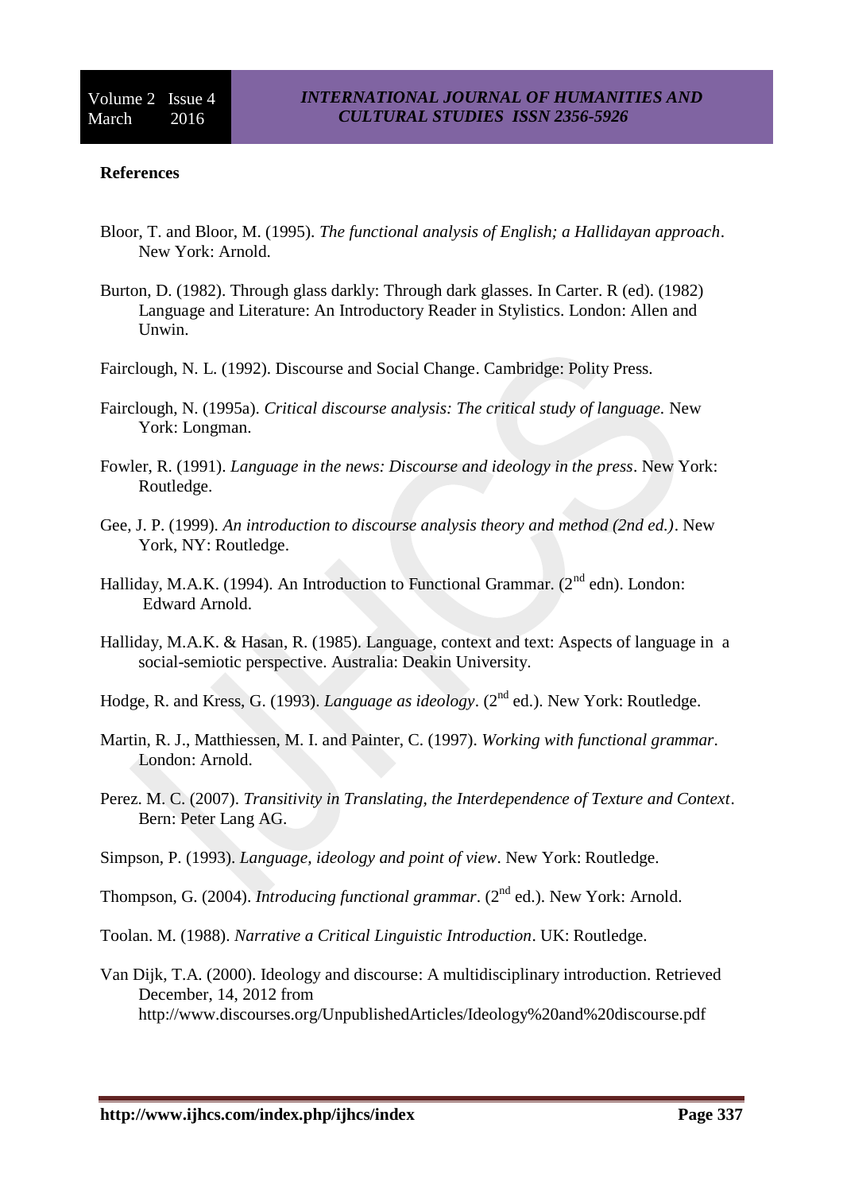## References

Bloor, T. and Bloor, M. (1995). *The functional analysis of English; a Hallidayan approach*. New York: Arnold.

Burton, D. (1982). Through glass darkly: Through dark glasses. In Carter. R (ed). (1982) Language and Literature: An Introductory Reader in Stylistics. London: Allen and Unwin.

Fairclough, N. L. (1992). Discourse and Social Change. Cambridge: Polity Press.

Fairclough, N. (1995a). *Critical discourse analysis: The critical study of language.* New York: Longman.

Fowler, R. (1991). *Language in the news: Discourse and ideology in the press*. New York: Routledge.

Gee, J. P. (1999). *An introduction to discourse analysis theory and method (2nd ed.)*. New York, NY: Routledge.

Halliday, M.A.K. (1994). An Introduction to Functional Grammar. (2nd edn). London: Edward Arnold.

Halliday, M.A.K. & Hasan, R. (1985). Language, context and text: Aspects of language in a social-semiotic perspective. Australia: Deakin University.

Hodge, R. and Kress, G. (1993). *Language as ideology*. (2nd ed.). New York: Routledge.

Martin, R. J., Matthiessen, M. I. and Painter, C. (1997). *Working with functional grammar*. London: Arnold.

Perez. M. C. (2007). *Transitivity in Translating, the Interdependence of Texture and Context*. Bern: Peter Lang AG.

Simpson, P. (1993). *Language, ideology and point of view*. New York: Routledge.

Thompson, G. (2004). *Introducing functional grammar*. (2nd ed.). New York: Arnold.

Toolan. M. (1988). *Narrative a Critical Linguistic Introduction*. UK: Routledge.

Van Dijk, T.A. (2000). Ideology and discourse: A multidisciplinary introduction. Retrieved December, 14, 2012 from http://www.discourses.org/UnpublishedArticles/Ideology%20and%20discourse.pdf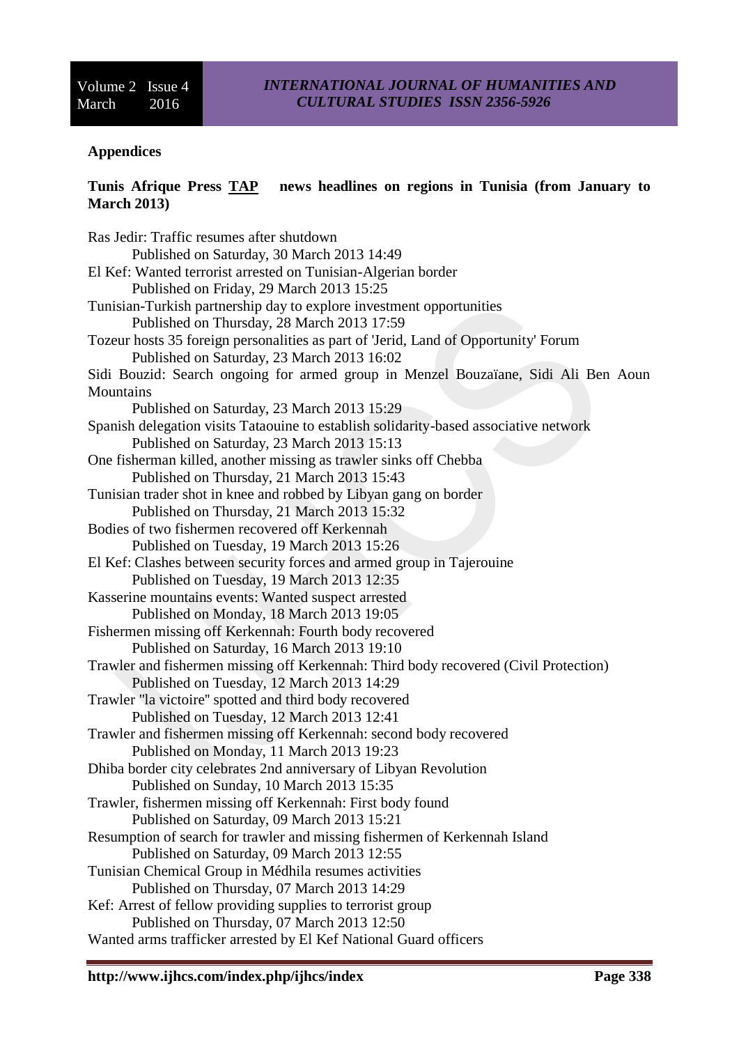**Appendices**

**Tunis Afrique Press TAP news headlines on regions in Tunisia (from January to March 2013)**

Ras Jedir: Traffic resumes after shutdown
Published on Saturday, 30 March 2013 14:49
El Kef: Wanted terrorist arrested on Tunisian-Algerian border
Published on Friday, 29 March 2013 15:25
Tunisian-Turkish partnership day to explore investment opportunities
Published on Thursday, 28 March 2013 17:59
Tozeur hosts 35 foreign personalities as part of 'Jerid, Land of Opportunity' Forum
Published on Saturday, 23 March 2013 16:02
Sidi Bouzid: Search ongoing for armed group in Menzel Bouzaïane, Sidi Ali Ben Aoun Mountains
Published on Saturday, 23 March 2013 15:29
Spanish delegation visits Tataouine to establish solidarity-based associative network
Published on Saturday, 23 March 2013 15:13
One fisherman killed, another missing as trawler sinks off Chebba
Published on Thursday, 21 March 2013 15:43
Tunisian trader shot in knee and robbed by Libyan gang on border
Published on Thursday, 21 March 2013 15:32
Bodies of two fishermen recovered off Kerkennah
Published on Tuesday, 19 March 2013 15:26
El Kef: Clashes between security forces and armed group in Tajerouine
Published on Tuesday, 19 March 2013 12:35
Kasserine mountains events: Wanted suspect arrested
Published on Monday, 18 March 2013 19:05
Fishermen missing off Kerkennah: Fourth body recovered
Published on Saturday, 16 March 2013 19:10
Trawler and fishermen missing off Kerkennah: Third body recovered (Civil Protection)
Published on Tuesday, 12 March 2013 14:29
Trawler "la victoire" spotted and third body recovered
Published on Tuesday, 12 March 2013 12:41
Trawler and fishermen missing off Kerkennah: second body recovered
Published on Monday, 11 March 2013 19:23
Dhiba border city celebrates 2nd anniversary of Libyan Revolution
Published on Sunday, 10 March 2013 15:35
Trawler, fishermen missing off Kerkennah: First body found
Published on Saturday, 09 March 2013 15:21
Resumption of search for trawler and missing fishermen of Kerkennah Island
Published on Saturday, 09 March 2013 12:55
Tunisian Chemical Group in Médhila resumes activities
Published on Thursday, 07 March 2013 14:29
Kef: Arrest of fellow providing supplies to terrorist group
Published on Thursday, 07 March 2013 12:50
Wanted arms trafficker arrested by El Kef National Guard officers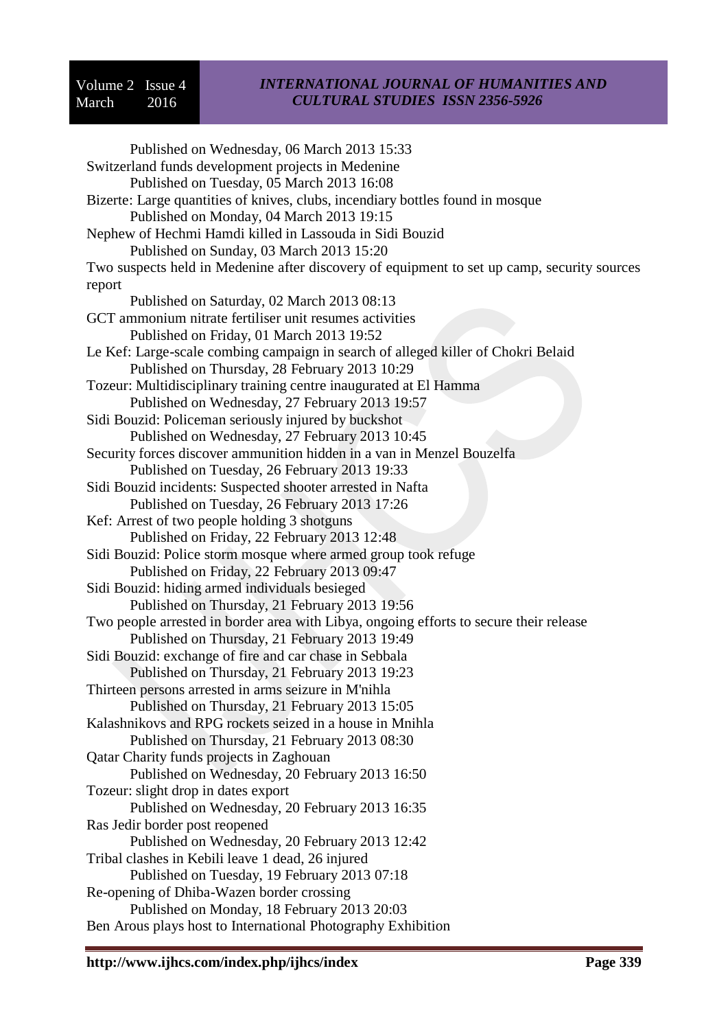Published on Wednesday, 06 March 2013 15:33

Switzerland funds development projects in Medenine

Published on Tuesday, 05 March 2013 16:08

Bizerte: Large quantities of knives, clubs, incendiary bottles found in mosque

Published on Monday, 04 March 2013 19:15

Nephew of Hechmi Hamdi killed in Lassouda in Sidi Bouzid

Published on Sunday, 03 March 2013 15:20

Two suspects held in Medenine after discovery of equipment to set up camp, security sources report

Published on Saturday, 02 March 2013 08:13

GCT ammonium nitrate fertiliser unit resumes activities

Published on Friday, 01 March 2013 19:52

Le Kef: Large-scale combing campaign in search of alleged killer of Chokri Belaid

Published on Thursday, 28 February 2013 10:29

Tozeur: Multidisciplinary training centre inaugurated at El Hamma

Published on Wednesday, 27 February 2013 19:57

Sidi Bouzid: Policeman seriously injured by buckshot

Published on Wednesday, 27 February 2013 10:45

Security forces discover ammunition hidden in a van in Menzel Bouzelfa

Published on Tuesday, 26 February 2013 19:33

Sidi Bouzid incidents: Suspected shooter arrested in Nafta

Published on Tuesday, 26 February 2013 17:26

Kef: Arrest of two people holding 3 shotguns

Published on Friday, 22 February 2013 12:48

Sidi Bouzid: Police storm mosque where armed group took refuge

Published on Friday, 22 February 2013 09:47

Sidi Bouzid: hiding armed individuals besieged

Published on Thursday, 21 February 2013 19:56

Two people arrested in border area with Libya, ongoing efforts to secure their release

Published on Thursday, 21 February 2013 19:49

Sidi Bouzid: exchange of fire and car chase in Sebbala

Published on Thursday, 21 February 2013 19:23

Thirteen persons arrested in arms seizure in M'nihla

Published on Thursday, 21 February 2013 15:05

Kalashnikovs and RPG rockets seized in a house in Mnihla

Published on Thursday, 21 February 2013 08:30

Qatar Charity funds projects in Zaghouan

Published on Wednesday, 20 February 2013 16:50

Tozeur: slight drop in dates export

Published on Wednesday, 20 February 2013 16:35

Ras Jedir border post reopened

Published on Wednesday, 20 February 2013 12:42

Tribal clashes in Kebili leave 1 dead, 26 injured

Published on Tuesday, 19 February 2013 07:18

Re-opening of Dhiba-Wazen border crossing

Published on Monday, 18 February 2013 20:03

Ben Arous plays host to International Photography Exhibition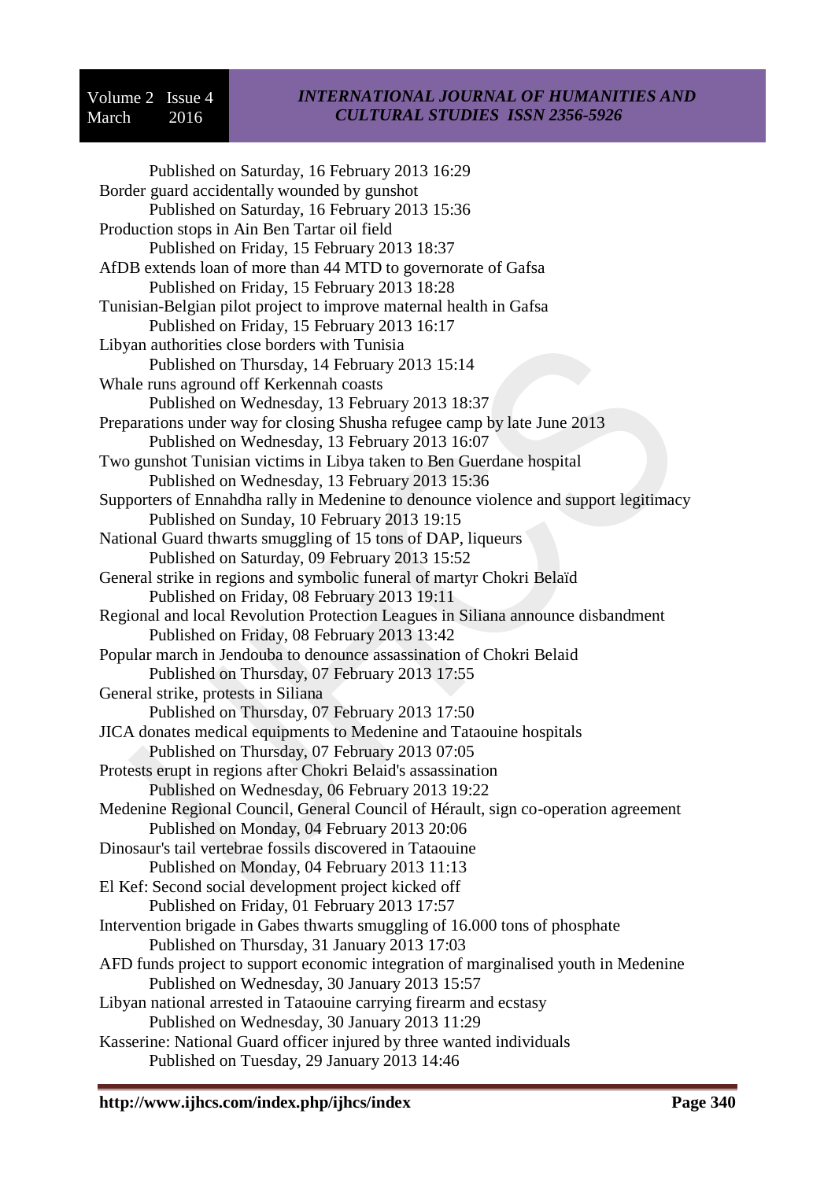Published on Saturday, 16 February 2013 16:29

Border guard accidentally wounded by gunshot

Published on Saturday, 16 February 2013 15:36

Production stops in Ain Ben Tartar oil field

Published on Friday, 15 February 2013 18:37

AfDB extends loan of more than 44 MTD to governorate of Gafsa

Published on Friday, 15 February 2013 18:28

Tunisian-Belgian pilot project to improve maternal health in Gafsa

Published on Friday, 15 February 2013 16:17

Libyan authorities close borders with Tunisia

Published on Thursday, 14 February 2013 15:14

Whale runs aground off Kerkennah coasts

Published on Wednesday, 13 February 2013 18:37

Preparations under way for closing Shusha refugee camp by late June 2013

Published on Wednesday, 13 February 2013 16:07

Two gunshot Tunisian victims in Libya taken to Ben Guerdane hospital

Published on Wednesday, 13 February 2013 15:36

Supporters of Ennahdha rally in Medenine to denounce violence and support legitimacy

Published on Sunday, 10 February 2013 19:15

National Guard thwarts smuggling of 15 tons of DAP, liqueurs

Published on Saturday, 09 February 2013 15:52

General strike in regions and symbolic funeral of martyr Chokri Belaïd

Published on Friday, 08 February 2013 19:11

Regional and local Revolution Protection Leagues in Siliana announce disbandment

Published on Friday, 08 February 2013 13:42

Popular march in Jendouba to denounce assassination of Chokri Belaid

Published on Thursday, 07 February 2013 17:55

General strike, protests in Siliana

Published on Thursday, 07 February 2013 17:50

JICA donates medical equipments to Medenine and Tataouine hospitals

Published on Thursday, 07 February 2013 07:05

Protests erupt in regions after Chokri Belaid's assassination

Published on Wednesday, 06 February 2013 19:22

Medenine Regional Council, General Council of Hérault, sign co-operation agreement

Published on Monday, 04 February 2013 20:06

Dinosaur's tail vertebrae fossils discovered in Tataouine

Published on Monday, 04 February 2013 11:13

El Kef: Second social development project kicked off

Published on Friday, 01 February 2013 17:57

Intervention brigade in Gabes thwarts smuggling of 16.000 tons of phosphate

Published on Thursday, 31 January 2013 17:03

AFD funds project to support economic integration of marginalised youth in Medenine

Published on Wednesday, 30 January 2013 15:57

Libyan national arrested in Tataouine carrying firearm and ecstasy

Published on Wednesday, 30 January 2013 11:29

Kasserine: National Guard officer injured by three wanted individuals

Published on Tuesday, 29 January 2013 14:46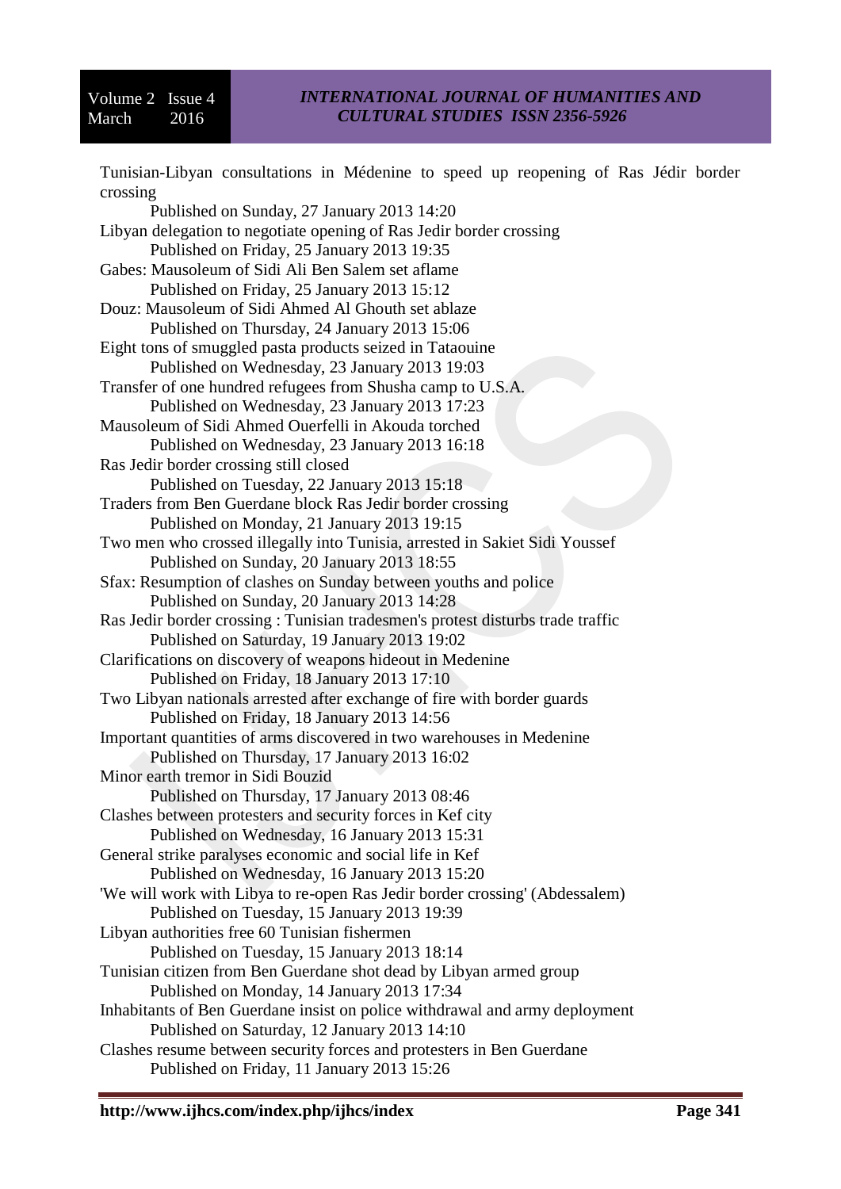Tunisian-Libyan consultations in Médenine to speed up reopening of Ras Jédir border crossing
Published on Sunday, 27 January 2013 14:20
Libyan delegation to negotiate opening of Ras Jedir border crossing
Published on Friday, 25 January 2013 19:35
Gabes: Mausoleum of Sidi Ali Ben Salem set aflame
Published on Friday, 25 January 2013 15:12
Douz: Mausoleum of Sidi Ahmed Al Ghouth set ablaze
Published on Thursday, 24 January 2013 15:06
Eight tons of smuggled pasta products seized in Tataouine
Published on Wednesday, 23 January 2013 19:03
Transfer of one hundred refugees from Shusha camp to U.S.A.
Published on Wednesday, 23 January 2013 17:23
Mausoleum of Sidi Ahmed Ouerfelli in Akouda torched
Published on Wednesday, 23 January 2013 16:18
Ras Jedir border crossing still closed
Published on Tuesday, 22 January 2013 15:18
Traders from Ben Guerdane block Ras Jedir border crossing
Published on Monday, 21 January 2013 19:15
Two men who crossed illegally into Tunisia, arrested in Sakiet Sidi Youssef
Published on Sunday, 20 January 2013 18:55
Sfax: Resumption of clashes on Sunday between youths and police
Published on Sunday, 20 January 2013 14:28
Ras Jedir border crossing : Tunisian tradesmen's protest disturbs trade traffic
Published on Saturday, 19 January 2013 19:02
Clarifications on discovery of weapons hideout in Medenine
Published on Friday, 18 January 2013 17:10
Two Libyan nationals arrested after exchange of fire with border guards
Published on Friday, 18 January 2013 14:56
Important quantities of arms discovered in two warehouses in Medenine
Published on Thursday, 17 January 2013 16:02
Minor earth tremor in Sidi Bouzid
Published on Thursday, 17 January 2013 08:46
Clashes between protesters and security forces in Kef city
Published on Wednesday, 16 January 2013 15:31
General strike paralyses economic and social life in Kef
Published on Wednesday, 16 January 2013 15:20
'We will work with Libya to re-open Ras Jedir border crossing' (Abdessalem)
Published on Tuesday, 15 January 2013 19:39
Libyan authorities free 60 Tunisian fishermen
Published on Tuesday, 15 January 2013 18:14
Tunisian citizen from Ben Guerdane shot dead by Libyan armed group
Published on Monday, 14 January 2013 17:34
Inhabitants of Ben Guerdane insist on police withdrawal and army deployment
Published on Saturday, 12 January 2013 14:10
Clashes resume between security forces and protesters in Ben Guerdane
Published on Friday, 11 January 2013 15:26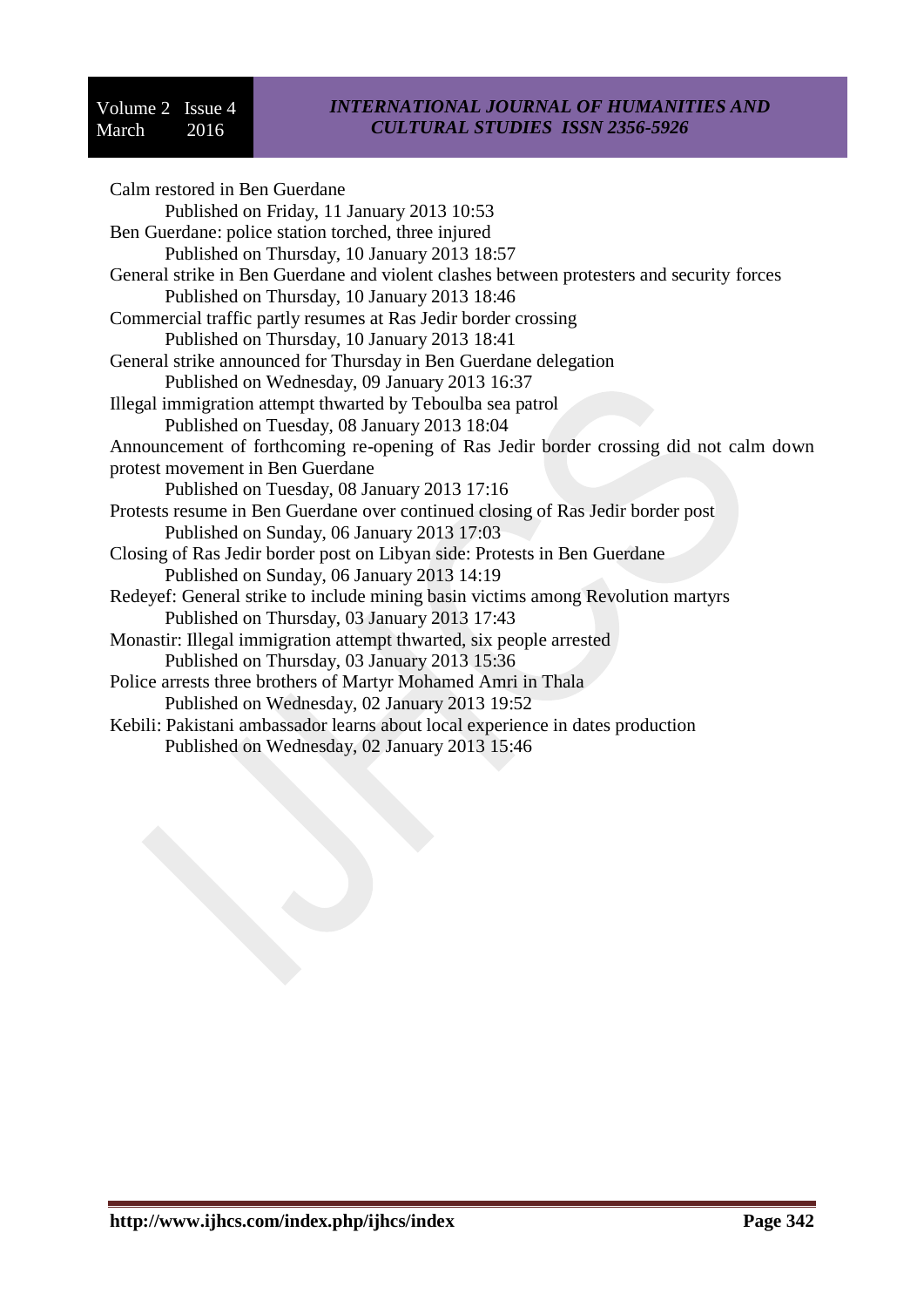Calm restored in Ben Guerdane

Published on Friday, 11 January 2013 10:53

Ben Guerdane: police station torched, three injured

Published on Thursday, 10 January 2013 18:57

General strike in Ben Guerdane and violent clashes between protesters and security forces

Published on Thursday, 10 January 2013 18:46

Commercial traffic partly resumes at Ras Jedir border crossing

Published on Thursday, 10 January 2013 18:41

General strike announced for Thursday in Ben Guerdane delegation

Published on Wednesday, 09 January 2013 16:37

Illegal immigration attempt thwarted by Teboulba sea patrol

Published on Tuesday, 08 January 2013 18:04

Announcement of forthcoming re-opening of Ras Jedir border crossing did not calm down protest movement in Ben Guerdane

Published on Tuesday, 08 January 2013 17:16

Protests resume in Ben Guerdane over continued closing of Ras Jedir border post

Published on Sunday, 06 January 2013 17:03

Closing of Ras Jedir border post on Libyan side: Protests in Ben Guerdane

Published on Sunday, 06 January 2013 14:19

Redeyef: General strike to include mining basin victims among Revolution martyrs

Published on Thursday, 03 January 2013 17:43

Monastir: Illegal immigration attempt thwarted, six people arrested

Published on Thursday, 03 January 2013 15:36

Police arrests three brothers of Martyr Mohamed Amri in Thala

Published on Wednesday, 02 January 2013 19:52

Kebili: Pakistani ambassador learns about local experience in dates production

Published on Wednesday, 02 January 2013 15:46